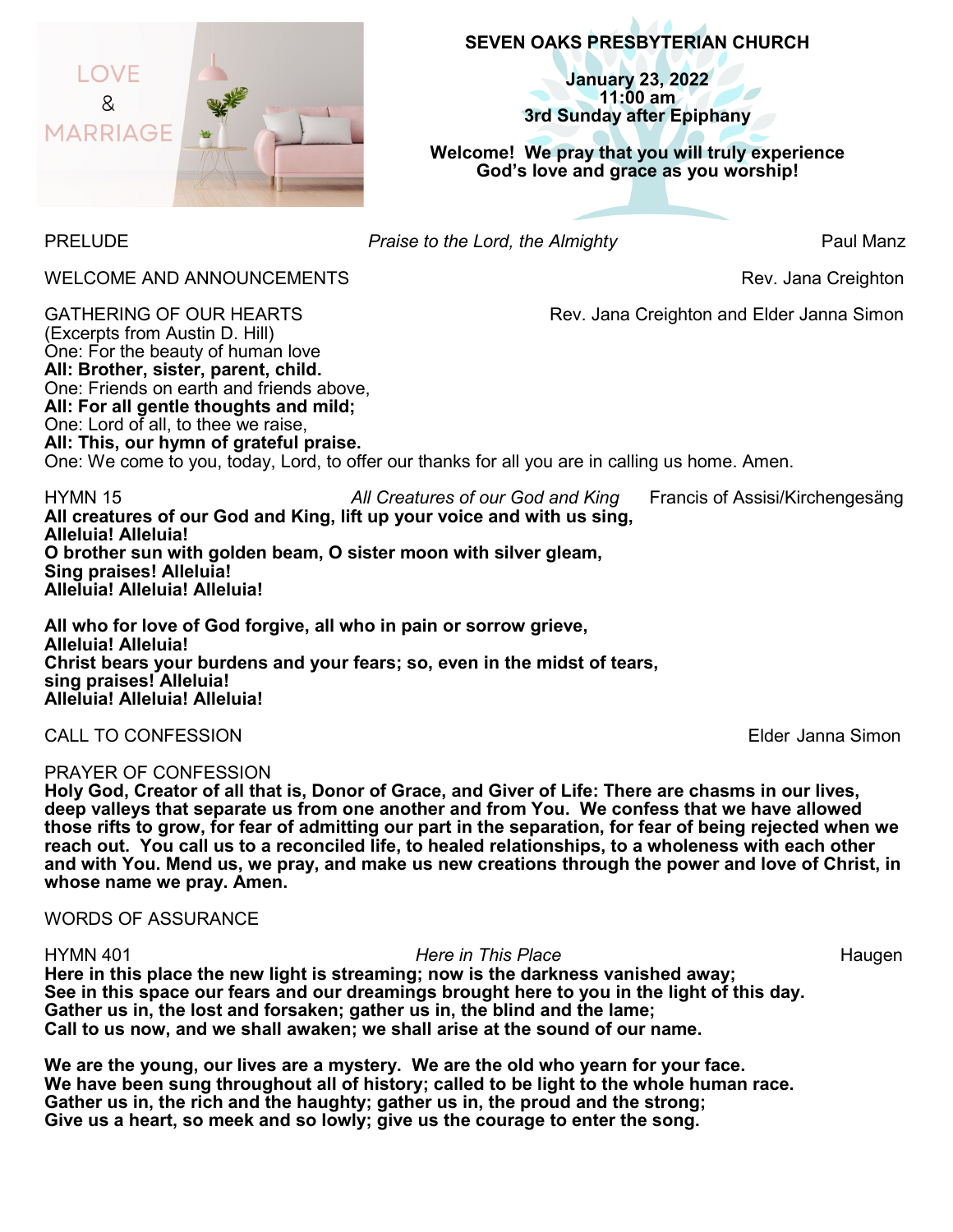# SEVEN OAKS PRESBYTERIAN CHURCH

**January 23, 2022**
**11:00 am**
**3rd Sunday after Epiphany**

**Welcome! We pray that you will truly experience God's love and grace as you worship!**

PRELUDE *Praise to the Lord, the Almighty* Paul Manz

WELCOME AND ANNOUNCEMENTS Rev. Jana Creighton

GATHERING OF OUR HEARTS Rev. Jana Creighton and Elder Janna Simon
(Excerpts from Austin D. Hill)
One: For the beauty of human love
**All: Brother, sister, parent, child.**
One: Friends on earth and friends above,
**All: For all gentle thoughts and mild;**
One: Lord of all, to thee we raise,
**All: This, our hymn of grateful praise.**
One: We come to you, today, Lord, to offer our thanks for all you are in calling us home. Amen.

HYMN 15 *All Creatures of our God and King* Francis of Assisi/Kirchengesäng
**All creatures of our God and King, lift up your voice and with us sing,**
**Alleluia! Alleluia!**
**O brother sun with golden beam, O sister moon with silver gleam,**
**Sing praises! Alleluia!**
**Alleluia! Alleluia! Alleluia!**

**All who for love of God forgive, all who in pain or sorrow grieve,**
**Alleluia! Alleluia!**
**Christ bears your burdens and your fears; so, even in the midst of tears,**
**sing praises! Alleluia!**
**Alleluia! Alleluia! Alleluia!**

CALL TO CONFESSION Elder Janna Simon

PRAYER OF CONFESSION
**Holy God, Creator of all that is, Donor of Grace, and Giver of Life: There are chasms in our lives, deep valleys that separate us from one another and from You. We confess that we have allowed those rifts to grow, for fear of admitting our part in the separation, for fear of being rejected when we reach out. You call us to a reconciled life, to healed relationships, to a wholeness with each other and with You. Mend us, we pray, and make us new creations through the power and love of Christ, in whose name we pray. Amen.**

WORDS OF ASSURANCE

HYMN 401 *Here in This Place* Haugen
**Here in this place the new light is streaming; now is the darkness vanished away;**
**See in this space our fears and our dreamings brought here to you in the light of this day.**
**Gather us in, the lost and forsaken; gather us in, the blind and the lame;**
**Call to us now, and we shall awaken; we shall arise at the sound of our name.**

**We are the young, our lives are a mystery. We are the old who yearn for your face.**
**We have been sung throughout all of history; called to be light to the whole human race.**
**Gather us in, the rich and the haughty; gather us in, the proud and the strong;**
**Give us a heart, so meek and so lowly; give us the courage to enter the song.**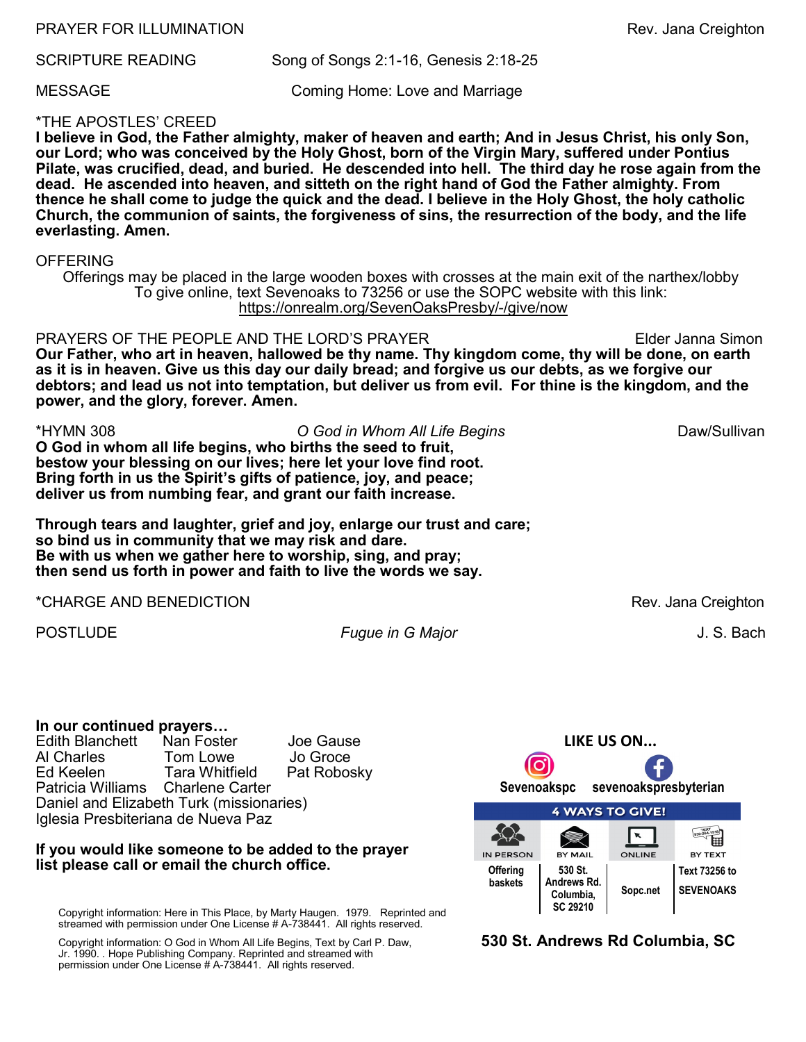PRAYER FOR ILLUMINATION Rev. Jana Creighton

SCRIPTURE READING Song of Songs 2:1-16, Genesis 2:18-25

MESSAGE Coming Home: Love and Marriage

*THE APOSTLES' CREED

**I believe in God, the Father almighty, maker of heaven and earth; And in Jesus Christ, his only Son, our Lord; who was conceived by the Holy Ghost, born of the Virgin Mary, suffered under Pontius Pilate, was crucified, dead, and buried. He descended into hell. The third day he rose again from the dead. He ascended into heaven, and sitteth on the right hand of God the Father almighty. From thence he shall come to judge the quick and the dead. I believe in the Holy Ghost, the holy catholic Church, the communion of saints, the forgiveness of sins, the resurrection of the body, and the life everlasting. Amen.**

OFFERING

Offerings may be placed in the large wooden boxes with crosses at the main exit of the narthex/lobby
To give online, text Sevenoaks to 73256 or use the SOPC website with this link:
https://onrealm.org/SevenOaksPresby/-/give/now

PRAYERS OF THE PEOPLE AND THE LORD'S PRAYER Elder Janna Simon

**Our Father, who art in heaven, hallowed be thy name. Thy kingdom come, thy will be done, on earth as it is in heaven. Give us this day our daily bread; and forgive us our debts, as we forgive our debtors; and lead us not into temptation, but deliver us from evil. For thine is the kingdom, and the power, and the glory, forever. Amen.**

*HYMN 308 *O God in Whom All Life Begins* Daw/Sullivan

**O God in whom all life begins, who births the seed to fruit,**
**bestow your blessing on our lives; here let your love find root.**
**Bring forth in us the Spirit's gifts of patience, joy, and peace;**
**deliver us from numbing fear, and grant our faith increase.**

**Through tears and laughter, grief and joy, enlarge our trust and care;**
**so bind us in community that we may risk and dare.**
**Be with us when we gather here to worship, sing, and pray;**
**then send us forth in power and faith to live the words we say.**

*CHARGE AND BENEDICTION Rev. Jana Creighton

POSTLUDE *Fugue in G Major* J. S. Bach

**In our continued prayers…**

Edith Blanchett, Nan Foster, Joe Gause
Al Charles, Tom Lowe, Jo Groce
Ed Keelen, Tara Whitfield, Pat Robosky
Patricia Williams, Charlene Carter
Daniel and Elizabeth Turk (missionaries)
Iglesia Presbiteriana de Nueva Paz

**If you would like someone to be added to the prayer list please call or email the church office.**

Copyright information: Here in This Place, by Marty Haugen. 1979. Reprinted and streamed with permission under One License # A-738441. All rights reserved.

Copyright information: O God in Whom All Life Begins, Text by Carl P. Daw, Jr. 1990. . Hope Publishing Company. Reprinted and streamed with permission under One License # A-738441. All rights reserved.

**LIKE US ON...**

Sevenoakspc sevenoakspresbyterian

**4 WAYS TO GIVE!**

| IN PERSON | BY MAIL | ONLINE | BY TEXT |
| --- | --- | --- | --- |
| Offering baskets | 530 St. Andrews Rd. Columbia, SC 29210 | Sopc.net | Text 73256 to SEVENOAKS |

**530 St. Andrews Rd Columbia, SC**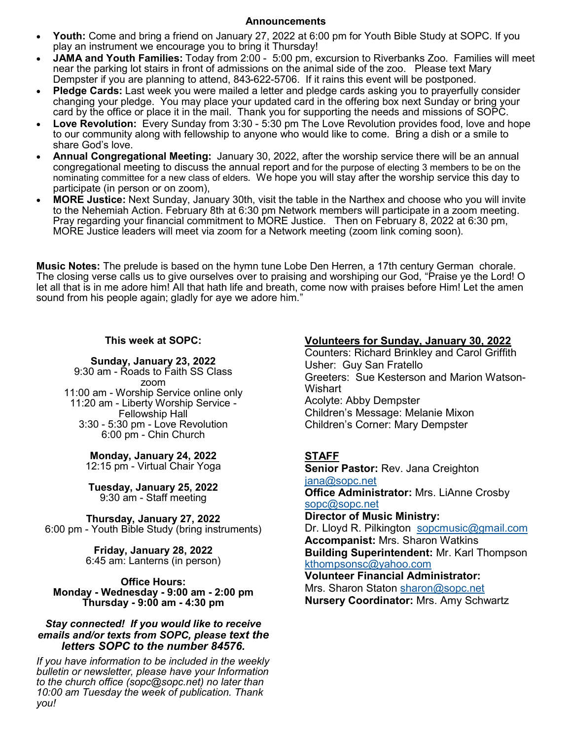## Announcements

- **Youth:** Come and bring a friend on January 27, 2022 at 6:00 pm for Youth Bible Study at SOPC. If you play an instrument we encourage you to bring it Thursday!
- **JAMA and Youth Families:** Today from 2:00 - 5:00 pm, excursion to Riverbanks Zoo. Families will meet near the parking lot stairs in front of admissions on the animal side of the zoo. Please text Mary Dempster if you are planning to attend, 843-622-5706. If it rains this event will be postponed.
- **Pledge Cards:** Last week you were mailed a letter and pledge cards asking you to prayerfully consider changing your pledge. You may place your updated card in the offering box next Sunday or bring your card by the office or place it in the mail. Thank you for supporting the needs and missions of SOPC.
- **Love Revolution:** Every Sunday from 3:30 - 5:30 pm The Love Revolution provides food, love and hope to our community along with fellowship to anyone who would like to come. Bring a dish or a smile to share God's love.
- **Annual Congregational Meeting:** January 30, 2022, after the worship service there will be an annual congregational meeting to discuss the annual report and for the purpose of electing 3 members to be on the nominating committee for a new class of elders. We hope you will stay after the worship service this day to participate (in person or on zoom),
- **MORE Justice:** Next Sunday, January 30th, visit the table in the Narthex and choose who you will invite to the Nehemiah Action. February 8th at 6:30 pm Network members will participate in a zoom meeting. Pray regarding your financial commitment to MORE Justice. Then on February 8, 2022 at 6:30 pm, MORE Justice leaders will meet via zoom for a Network meeting (zoom link coming soon).

**Music Notes:** The prelude is based on the hymn tune Lobe Den Herren, a 17th century German chorale. The closing verse calls us to give ourselves over to praising and worshiping our God, "Praise ye the Lord! O let all that is in me adore him! All that hath life and breath, come now with praises before Him! Let the amen sound from his people again; gladly for aye we adore him."

### This week at SOPC:

**Sunday, January 23, 2022**
9:30 am - Roads to Faith SS Class zoom
11:00 am - Worship Service online only
11:20 am - Liberty Worship Service - Fellowship Hall
3:30 - 5:30 pm - Love Revolution
6:00 pm - Chin Church

**Monday, January 24, 2022**
12:15 pm - Virtual Chair Yoga

**Tuesday, January 25, 2022**
9:30 am - Staff meeting

**Thursday, January 27, 2022**
6:00 pm - Youth Bible Study (bring instruments)

**Friday, January 28, 2022**
6:45 am: Lanterns (in person)

**Office Hours:**
**Monday - Wednesday - 9:00 am - 2:00 pm**
**Thursday - 9:00 am - 4:30 pm**

***Stay connected! If you would like to receive emails and/or texts from SOPC, please text the letters SOPC to the number 84576.***

*If you have information to be included in the weekly bulletin or newsletter, please have your Information to the church office (sopc@sopc.net) no later than 10:00 am Tuesday the week of publication. Thank you!*

### Volunteers for Sunday, January 30, 2022

Counters: Richard Brinkley and Carol Griffith
Usher: Guy San Fratello
Greeters: Sue Kesterson and Marion Watson-Wishart
Acolyte: Abby Dempster
Children's Message: Melanie Mixon
Children's Corner: Mary Dempster

### STAFF

**Senior Pastor:** Rev. Jana Creighton jana@sopc.net
**Office Administrator:** Mrs. LiAnne Crosby sopc@sopc.net
**Director of Music Ministry:** Dr. Lloyd R. Pilkington sopcmusic@gmail.com
**Accompanist:** Mrs. Sharon Watkins
**Building Superintendent:** Mr. Karl Thompson kthompsonsc@yahoo.com
**Volunteer Financial Administrator:** Mrs. Sharon Staton sharon@sopc.net
**Nursery Coordinator:** Mrs. Amy Schwartz